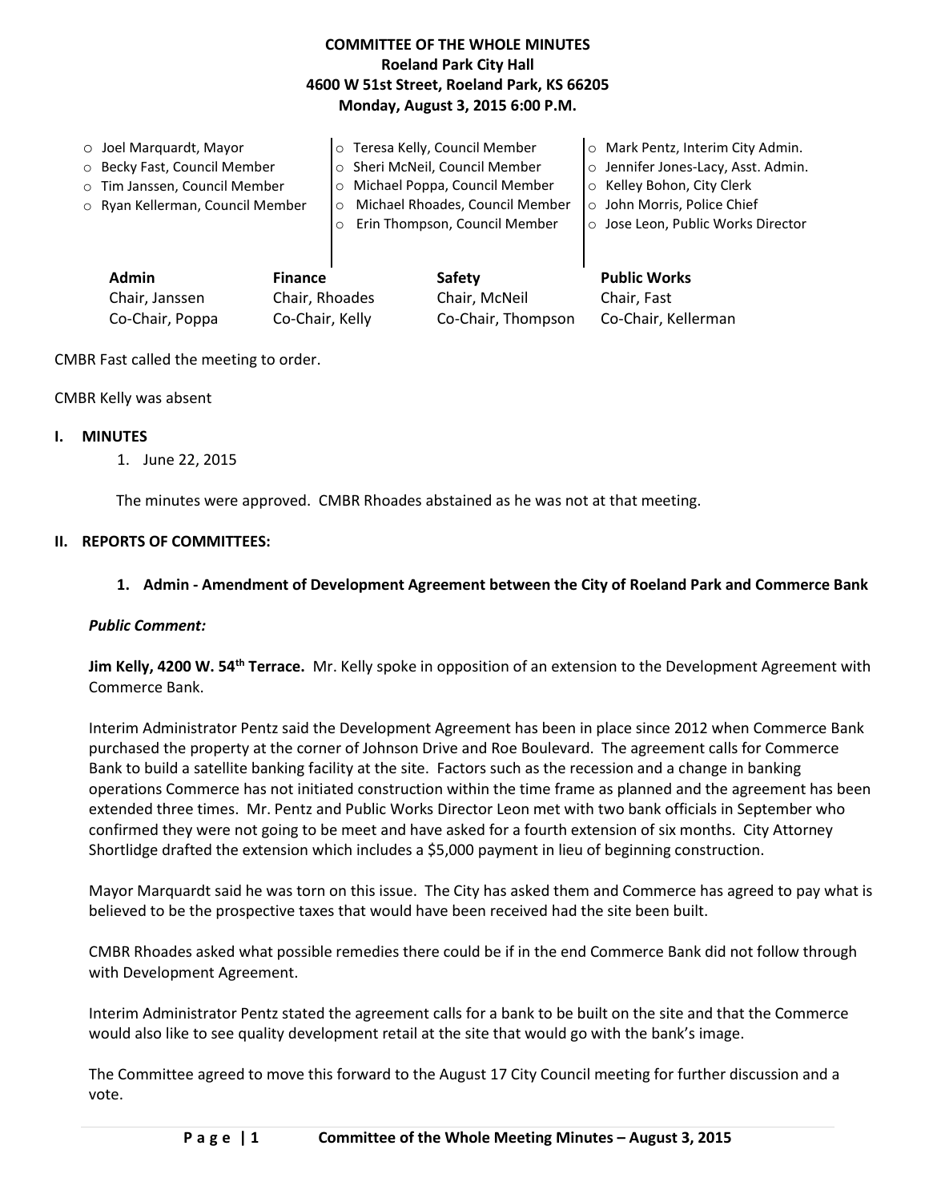**COMMITTEE OF THE WHOLE MINUTES**
**Roeland Park City Hall**
**4600 W 51st Street, Roeland Park, KS 66205**
**Monday, August 3, 2015 6:00 P.M.**

- Joel Marquardt, Mayor
- Becky Fast, Council Member
- Tim Janssen, Council Member
- Ryan Kellerman, Council Member
- Teresa Kelly, Council Member
- Sheri McNeil, Council Member
- Michael Poppa, Council Member
- Michael Rhoades, Council Member
- Erin Thompson, Council Member
- Mark Pentz, Interim City Admin.
- Jennifer Jones-Lacy, Asst. Admin.
- Kelley Bohon, City Clerk
- John Morris, Police Chief
- Jose Leon, Public Works Director

| **Admin** | **Finance** | **Safety** | **Public Works** |
|---|---|---|---|
| Chair, Janssen | Chair, Rhoades | Chair, McNeil | Chair, Fast |
| Co-Chair, Poppa | Co-Chair, Kelly | Co-Chair, Thompson | Co-Chair, Kellerman |

CMBR Fast called the meeting to order.

CMBR Kelly was absent

## I. MINUTES

1. June 22, 2015

The minutes were approved. CMBR Rhoades abstained as he was not at that meeting.

## II. REPORTS OF COMMITTEES:

### 1. Admin - Amendment of Development Agreement between the City of Roeland Park and Commerce Bank

***Public Comment:***

**Jim Kelly, 4200 W. 54th Terrace.** Mr. Kelly spoke in opposition of an extension to the Development Agreement with Commerce Bank.

Interim Administrator Pentz said the Development Agreement has been in place since 2012 when Commerce Bank purchased the property at the corner of Johnson Drive and Roe Boulevard. The agreement calls for Commerce Bank to build a satellite banking facility at the site. Factors such as the recession and a change in banking operations Commerce has not initiated construction within the time frame as planned and the agreement has been extended three times. Mr. Pentz and Public Works Director Leon met with two bank officials in September who confirmed they were not going to be meet and have asked for a fourth extension of six months. City Attorney Shortlidge drafted the extension which includes a $5,000 payment in lieu of beginning construction.

Mayor Marquardt said he was torn on this issue. The City has asked them and Commerce has agreed to pay what is believed to be the prospective taxes that would have been received had the site been built.

CMBR Rhoades asked what possible remedies there could be if in the end Commerce Bank did not follow through with Development Agreement.

Interim Administrator Pentz stated the agreement calls for a bank to be built on the site and that the Commerce would also like to see quality development retail at the site that would go with the bank's image.

The Committee agreed to move this forward to the August 17 City Council meeting for further discussion and a vote.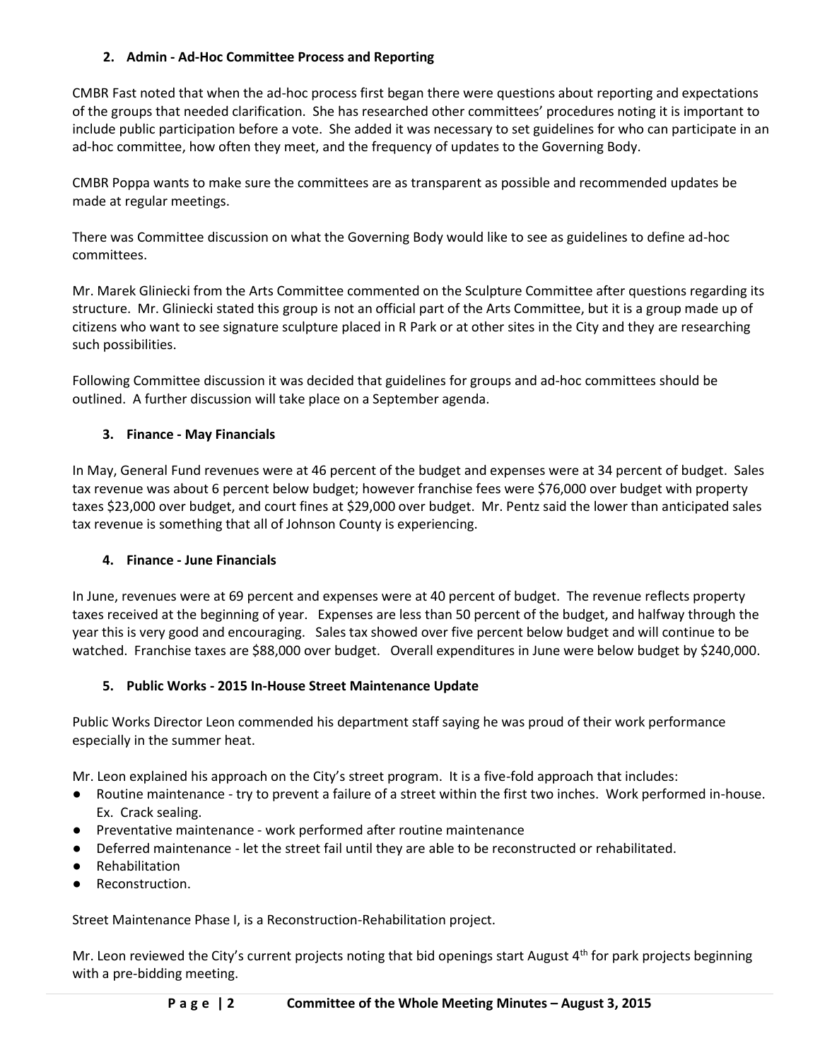### 2. Admin - Ad-Hoc Committee Process and Reporting

CMBR Fast noted that when the ad-hoc process first began there were questions about reporting and expectations of the groups that needed clarification. She has researched other committees' procedures noting it is important to include public participation before a vote. She added it was necessary to set guidelines for who can participate in an ad-hoc committee, how often they meet, and the frequency of updates to the Governing Body.

CMBR Poppa wants to make sure the committees are as transparent as possible and recommended updates be made at regular meetings.

There was Committee discussion on what the Governing Body would like to see as guidelines to define ad-hoc committees.

Mr. Marek Gliniecki from the Arts Committee commented on the Sculpture Committee after questions regarding its structure. Mr. Gliniecki stated this group is not an official part of the Arts Committee, but it is a group made up of citizens who want to see signature sculpture placed in R Park or at other sites in the City and they are researching such possibilities.

Following Committee discussion it was decided that guidelines for groups and ad-hoc committees should be outlined. A further discussion will take place on a September agenda.

### 3. Finance - May Financials

In May, General Fund revenues were at 46 percent of the budget and expenses were at 34 percent of budget. Sales tax revenue was about 6 percent below budget; however franchise fees were $76,000 over budget with property taxes $23,000 over budget, and court fines at $29,000 over budget. Mr. Pentz said the lower than anticipated sales tax revenue is something that all of Johnson County is experiencing.

### 4. Finance - June Financials

In June, revenues were at 69 percent and expenses were at 40 percent of budget. The revenue reflects property taxes received at the beginning of year. Expenses are less than 50 percent of the budget, and halfway through the year this is very good and encouraging. Sales tax showed over five percent below budget and will continue to be watched. Franchise taxes are $88,000 over budget. Overall expenditures in June were below budget by $240,000.

### 5. Public Works - 2015 In-House Street Maintenance Update

Public Works Director Leon commended his department staff saying he was proud of their work performance especially in the summer heat.

Mr. Leon explained his approach on the City's street program. It is a five-fold approach that includes:

- Routine maintenance - try to prevent a failure of a street within the first two inches. Work performed in-house. Ex. Crack sealing.
- Preventative maintenance - work performed after routine maintenance
- Deferred maintenance - let the street fail until they are able to be reconstructed or rehabilitated.
- Rehabilitation
- Reconstruction.

Street Maintenance Phase I, is a Reconstruction-Rehabilitation project.

Mr. Leon reviewed the City's current projects noting that bid openings start August 4th for park projects beginning with a pre-bidding meeting.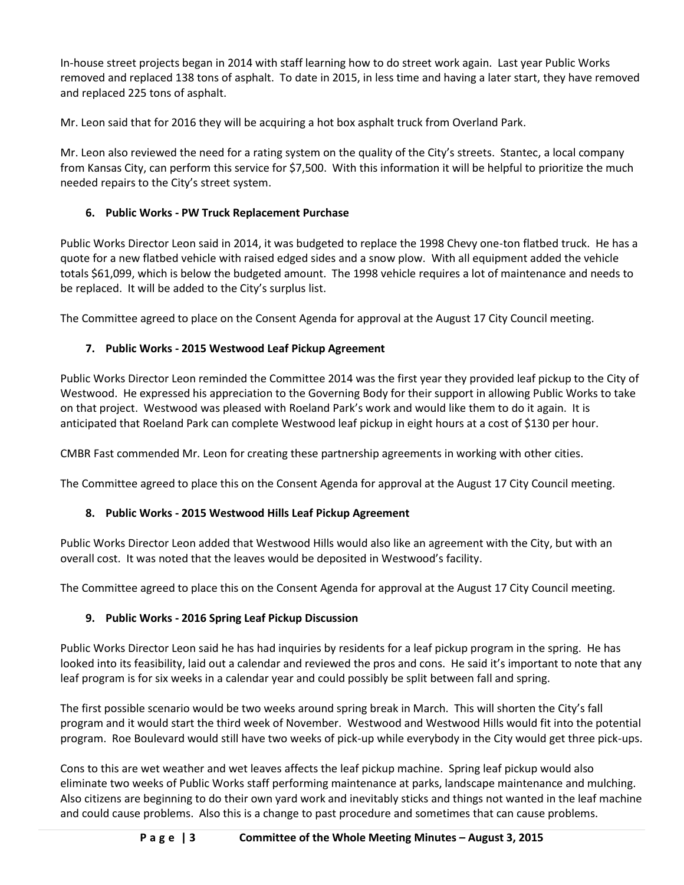In-house street projects began in 2014 with staff learning how to do street work again. Last year Public Works removed and replaced 138 tons of asphalt. To date in 2015, in less time and having a later start, they have removed and replaced 225 tons of asphalt.

Mr. Leon said that for 2016 they will be acquiring a hot box asphalt truck from Overland Park.

Mr. Leon also reviewed the need for a rating system on the quality of the City's streets. Stantec, a local company from Kansas City, can perform this service for $7,500. With this information it will be helpful to prioritize the much needed repairs to the City's street system.

**6. Public Works - PW Truck Replacement Purchase**

Public Works Director Leon said in 2014, it was budgeted to replace the 1998 Chevy one-ton flatbed truck. He has a quote for a new flatbed vehicle with raised edged sides and a snow plow. With all equipment added the vehicle totals $61,099, which is below the budgeted amount. The 1998 vehicle requires a lot of maintenance and needs to be replaced. It will be added to the City's surplus list.

The Committee agreed to place on the Consent Agenda for approval at the August 17 City Council meeting.

**7. Public Works - 2015 Westwood Leaf Pickup Agreement**

Public Works Director Leon reminded the Committee 2014 was the first year they provided leaf pickup to the City of Westwood. He expressed his appreciation to the Governing Body for their support in allowing Public Works to take on that project. Westwood was pleased with Roeland Park's work and would like them to do it again. It is anticipated that Roeland Park can complete Westwood leaf pickup in eight hours at a cost of $130 per hour.

CMBR Fast commended Mr. Leon for creating these partnership agreements in working with other cities.

The Committee agreed to place this on the Consent Agenda for approval at the August 17 City Council meeting.

**8. Public Works - 2015 Westwood Hills Leaf Pickup Agreement**

Public Works Director Leon added that Westwood Hills would also like an agreement with the City, but with an overall cost. It was noted that the leaves would be deposited in Westwood's facility.

The Committee agreed to place this on the Consent Agenda for approval at the August 17 City Council meeting.

**9. Public Works - 2016 Spring Leaf Pickup Discussion**

Public Works Director Leon said he has had inquiries by residents for a leaf pickup program in the spring. He has looked into its feasibility, laid out a calendar and reviewed the pros and cons. He said it's important to note that any leaf program is for six weeks in a calendar year and could possibly be split between fall and spring.

The first possible scenario would be two weeks around spring break in March. This will shorten the City's fall program and it would start the third week of November. Westwood and Westwood Hills would fit into the potential program. Roe Boulevard would still have two weeks of pick-up while everybody in the City would get three pick-ups.

Cons to this are wet weather and wet leaves affects the leaf pickup machine. Spring leaf pickup would also eliminate two weeks of Public Works staff performing maintenance at parks, landscape maintenance and mulching. Also citizens are beginning to do their own yard work and inevitably sticks and things not wanted in the leaf machine and could cause problems. Also this is a change to past procedure and sometimes that can cause problems.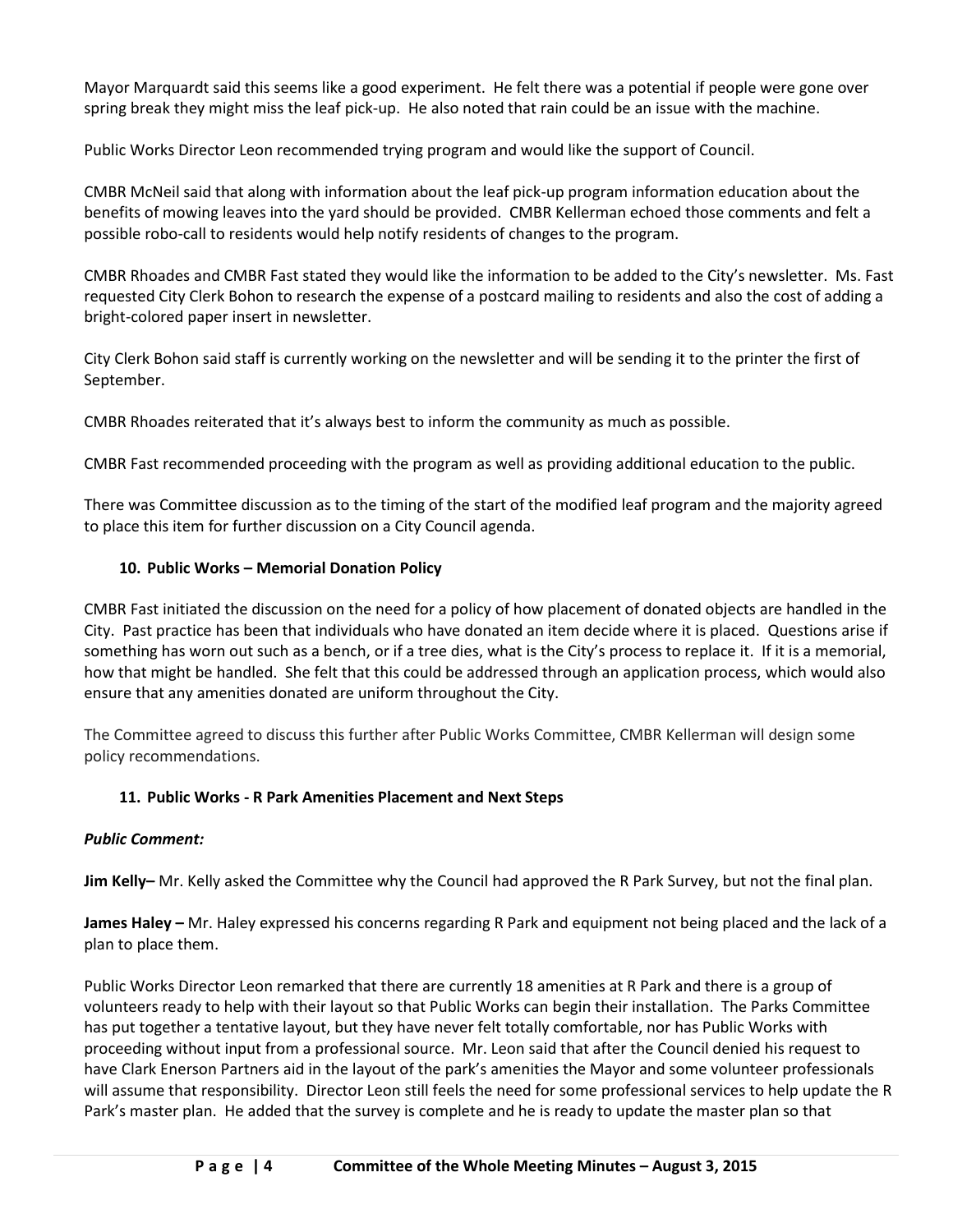Mayor Marquardt said this seems like a good experiment. He felt there was a potential if people were gone over spring break they might miss the leaf pick-up. He also noted that rain could be an issue with the machine.

Public Works Director Leon recommended trying program and would like the support of Council.

CMBR McNeil said that along with information about the leaf pick-up program information education about the benefits of mowing leaves into the yard should be provided. CMBR Kellerman echoed those comments and felt a possible robo-call to residents would help notify residents of changes to the program.

CMBR Rhoades and CMBR Fast stated they would like the information to be added to the City's newsletter. Ms. Fast requested City Clerk Bohon to research the expense of a postcard mailing to residents and also the cost of adding a bright-colored paper insert in newsletter.

City Clerk Bohon said staff is currently working on the newsletter and will be sending it to the printer the first of September.

CMBR Rhoades reiterated that it's always best to inform the community as much as possible.

CMBR Fast recommended proceeding with the program as well as providing additional education to the public.

There was Committee discussion as to the timing of the start of the modified leaf program and the majority agreed to place this item for further discussion on a City Council agenda.

**10. Public Works – Memorial Donation Policy**

CMBR Fast initiated the discussion on the need for a policy of how placement of donated objects are handled in the City. Past practice has been that individuals who have donated an item decide where it is placed. Questions arise if something has worn out such as a bench, or if a tree dies, what is the City's process to replace it. If it is a memorial, how that might be handled. She felt that this could be addressed through an application process, which would also ensure that any amenities donated are uniform throughout the City.

The Committee agreed to discuss this further after Public Works Committee, CMBR Kellerman will design some policy recommendations.

**11. Public Works - R Park Amenities Placement and Next Steps**

***Public Comment:***

**Jim Kelly–** Mr. Kelly asked the Committee why the Council had approved the R Park Survey, but not the final plan.

**James Haley –** Mr. Haley expressed his concerns regarding R Park and equipment not being placed and the lack of a plan to place them.

Public Works Director Leon remarked that there are currently 18 amenities at R Park and there is a group of volunteers ready to help with their layout so that Public Works can begin their installation. The Parks Committee has put together a tentative layout, but they have never felt totally comfortable, nor has Public Works with proceeding without input from a professional source. Mr. Leon said that after the Council denied his request to have Clark Enerson Partners aid in the layout of the park's amenities the Mayor and some volunteer professionals will assume that responsibility. Director Leon still feels the need for some professional services to help update the R Park's master plan. He added that the survey is complete and he is ready to update the master plan so that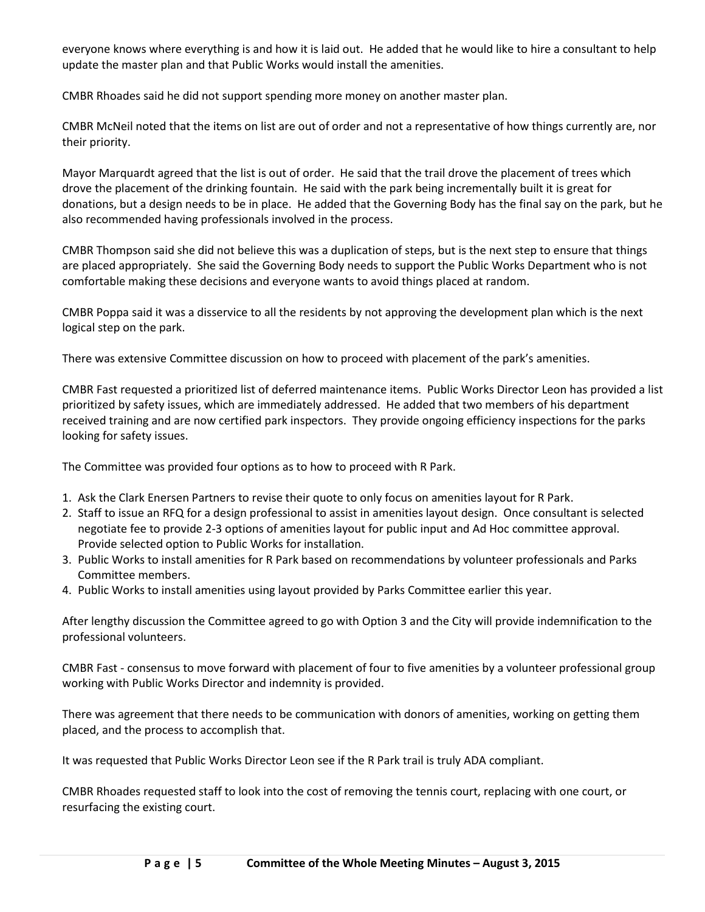everyone knows where everything is and how it is laid out. He added that he would like to hire a consultant to help update the master plan and that Public Works would install the amenities.

CMBR Rhoades said he did not support spending more money on another master plan.

CMBR McNeil noted that the items on list are out of order and not a representative of how things currently are, nor their priority.

Mayor Marquardt agreed that the list is out of order. He said that the trail drove the placement of trees which drove the placement of the drinking fountain. He said with the park being incrementally built it is great for donations, but a design needs to be in place. He added that the Governing Body has the final say on the park, but he also recommended having professionals involved in the process.

CMBR Thompson said she did not believe this was a duplication of steps, but is the next step to ensure that things are placed appropriately. She said the Governing Body needs to support the Public Works Department who is not comfortable making these decisions and everyone wants to avoid things placed at random.

CMBR Poppa said it was a disservice to all the residents by not approving the development plan which is the next logical step on the park.

There was extensive Committee discussion on how to proceed with placement of the park's amenities.

CMBR Fast requested a prioritized list of deferred maintenance items. Public Works Director Leon has provided a list prioritized by safety issues, which are immediately addressed. He added that two members of his department received training and are now certified park inspectors. They provide ongoing efficiency inspections for the parks looking for safety issues.

The Committee was provided four options as to how to proceed with R Park.

1. Ask the Clark Enersen Partners to revise their quote to only focus on amenities layout for R Park.
2. Staff to issue an RFQ for a design professional to assist in amenities layout design. Once consultant is selected negotiate fee to provide 2-3 options of amenities layout for public input and Ad Hoc committee approval. Provide selected option to Public Works for installation.
3. Public Works to install amenities for R Park based on recommendations by volunteer professionals and Parks Committee members.
4. Public Works to install amenities using layout provided by Parks Committee earlier this year.

After lengthy discussion the Committee agreed to go with Option 3 and the City will provide indemnification to the professional volunteers.

CMBR Fast - consensus to move forward with placement of four to five amenities by a volunteer professional group working with Public Works Director and indemnity is provided.

There was agreement that there needs to be communication with donors of amenities, working on getting them placed, and the process to accomplish that.

It was requested that Public Works Director Leon see if the R Park trail is truly ADA compliant.

CMBR Rhoades requested staff to look into the cost of removing the tennis court, replacing with one court, or resurfacing the existing court.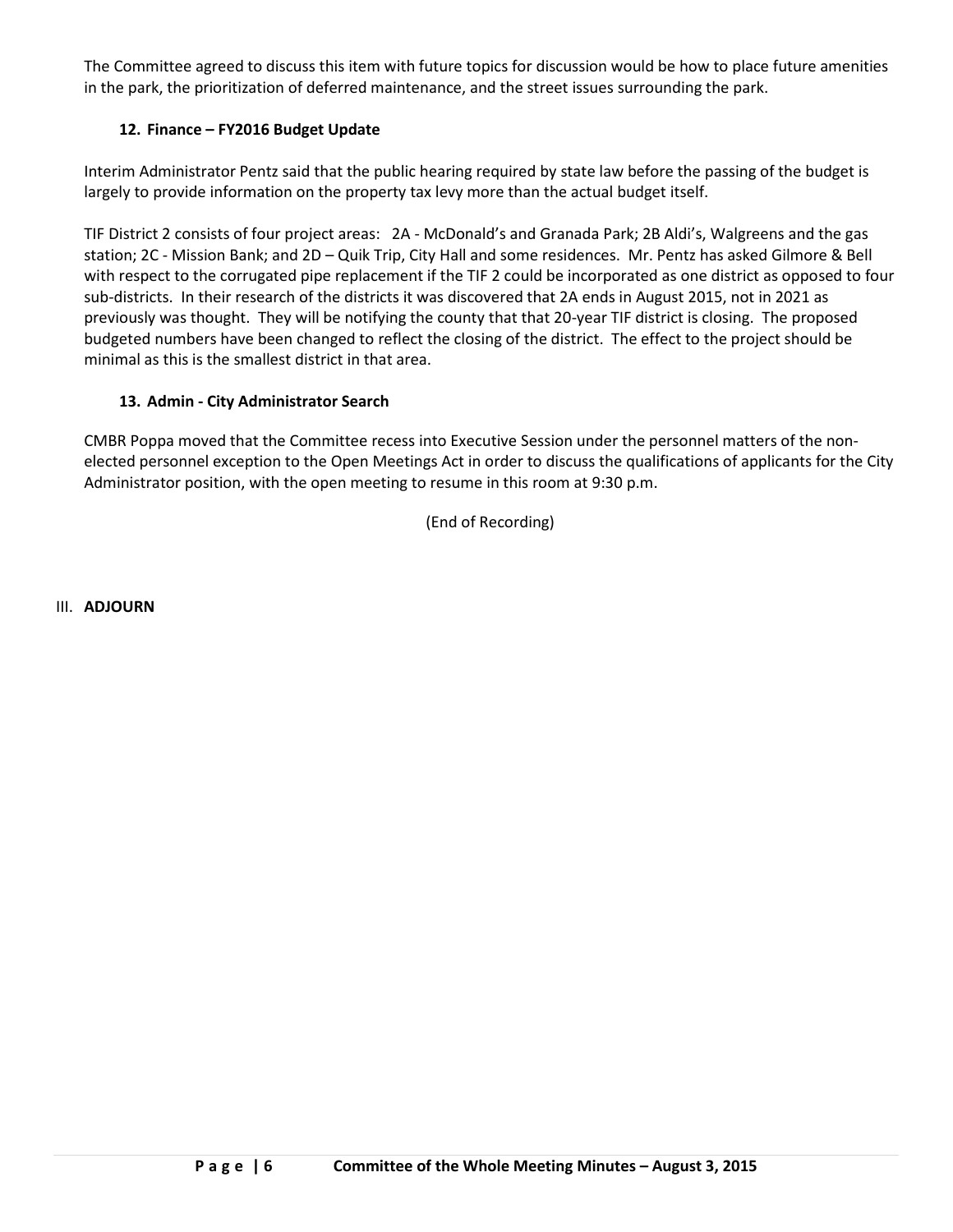The Committee agreed to discuss this item with future topics for discussion would be how to place future amenities in the park, the prioritization of deferred maintenance, and the street issues surrounding the park.

### 12. Finance – FY2016 Budget Update

Interim Administrator Pentz said that the public hearing required by state law before the passing of the budget is largely to provide information on the property tax levy more than the actual budget itself.

TIF District 2 consists of four project areas: 2A - McDonald's and Granada Park; 2B Aldi's, Walgreens and the gas station; 2C - Mission Bank; and 2D – Quik Trip, City Hall and some residences. Mr. Pentz has asked Gilmore & Bell with respect to the corrugated pipe replacement if the TIF 2 could be incorporated as one district as opposed to four sub-districts. In their research of the districts it was discovered that 2A ends in August 2015, not in 2021 as previously was thought. They will be notifying the county that that 20-year TIF district is closing. The proposed budgeted numbers have been changed to reflect the closing of the district. The effect to the project should be minimal as this is the smallest district in that area.

### 13. Admin - City Administrator Search

CMBR Poppa moved that the Committee recess into Executive Session under the personnel matters of the non-elected personnel exception to the Open Meetings Act in order to discuss the qualifications of applicants for the City Administrator position, with the open meeting to resume in this room at 9:30 p.m.

(End of Recording)

## III. ADJOURN